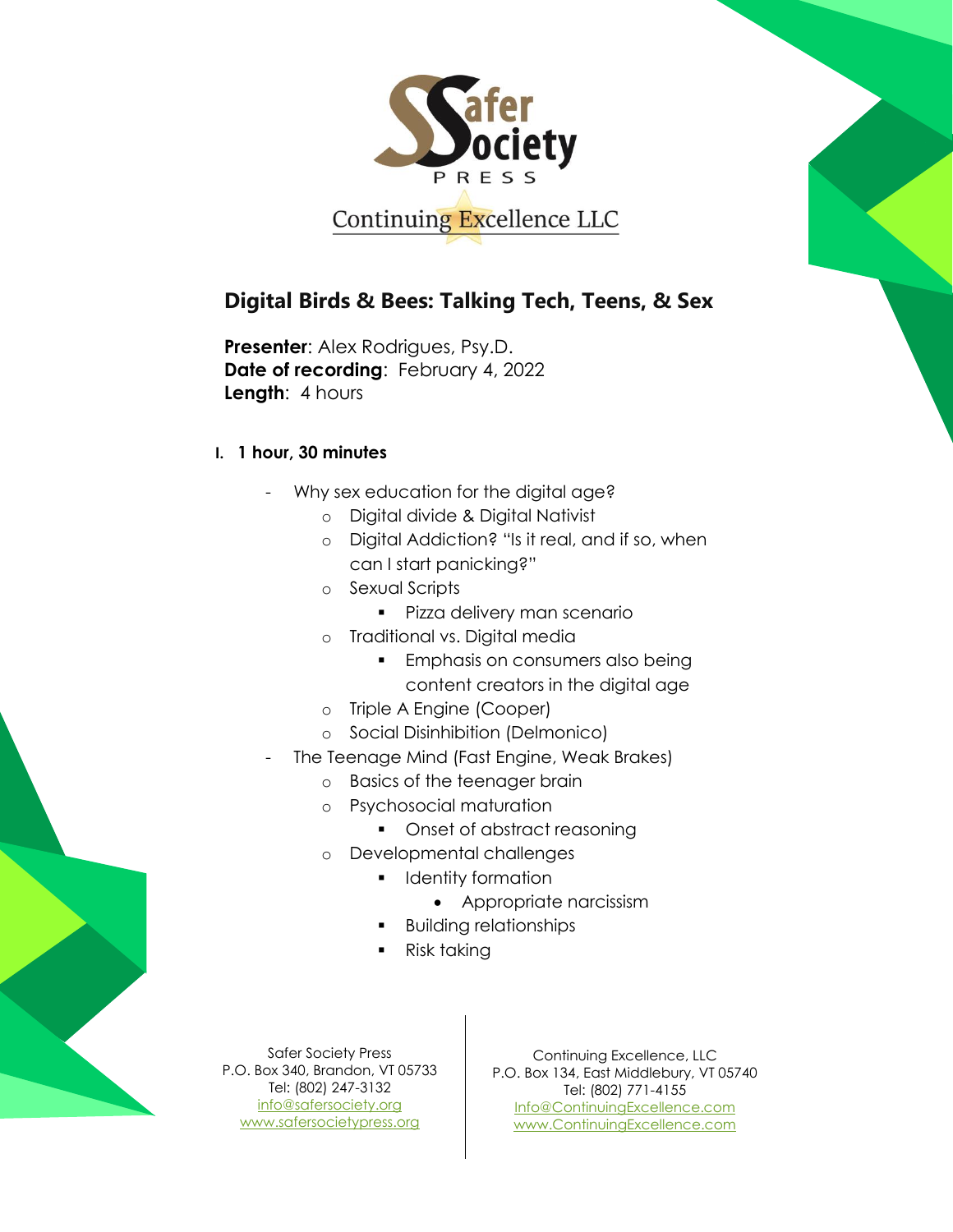Safer Society Press

Continuing Excellence LLC

## Digital Birds & Bees: Talking Tech, Teens, & Sex

**Presenter**: Alex Rodrigues, Psy.D.
**Date of recording**: February 4, 2022
**Length**: 4 hours

### I. 1 hour, 30 minutes

- Why sex education for the digital age?
  - Digital divide & Digital Nativist
  - Digital Addiction? "Is it real, and if so, when can I start panicking?"
  - Sexual Scripts
    - Pizza delivery man scenario
  - Traditional vs. Digital media
    - Emphasis on consumers also being content creators in the digital age
  - Triple A Engine (Cooper)
  - Social Disinhibition (Delmonico)
- The Teenage Mind (Fast Engine, Weak Brakes)
  - Basics of the teenager brain
  - Psychosocial maturation
    - Onset of abstract reasoning
  - Developmental challenges
    - Identity formation
      - Appropriate narcissism
    - Building relationships
    - Risk taking

Safer Society Press
P.O. Box 340, Brandon, VT 05733
Tel: (802) 247-3132
info@safersociety.org
www.safersocietypress.org

Continuing Excellence, LLC
P.O. Box 134, East Middlebury, VT 05740
Tel: (802) 771-4155
Info@ContinuingExcellence.com
www.ContinuingExcellence.com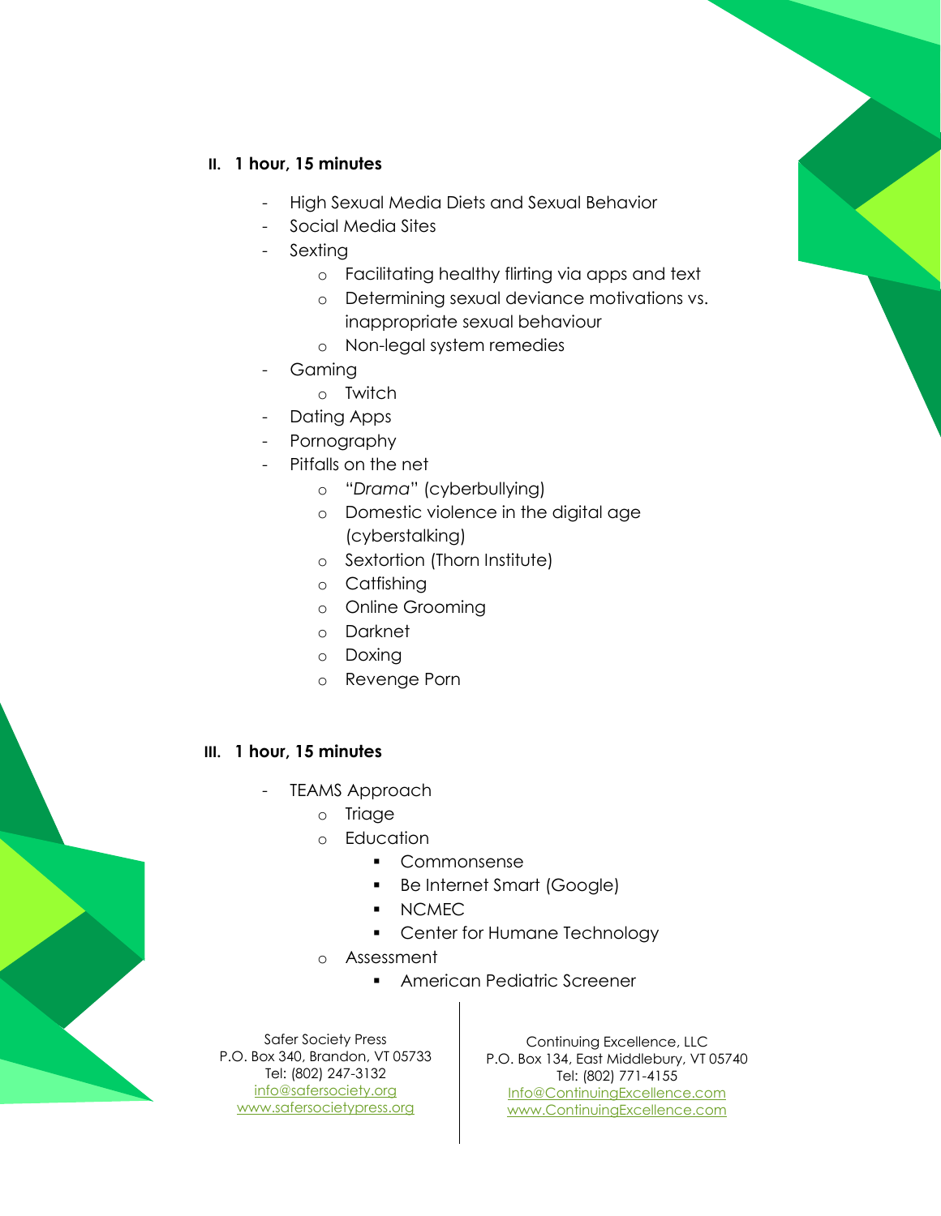**II. 1 hour, 15 minutes**

- High Sexual Media Diets and Sexual Behavior
- Social Media Sites
- Sexting
  - Facilitating healthy flirting via apps and text
  - Determining sexual deviance motivations vs. inappropriate sexual behaviour
  - Non-legal system remedies
- Gaming
  - Twitch
- Dating Apps
- Pornography
- Pitfalls on the net
  - "*Drama*" (cyberbullying)
  - Domestic violence in the digital age (cyberstalking)
  - Sextortion (Thorn Institute)
  - Catfishing
  - Online Grooming
  - Darknet
  - Doxing
  - Revenge Porn

**III. 1 hour, 15 minutes**

- TEAMS Approach
  - Triage
  - Education
    - Commonsense
    - Be Internet Smart (Google)
    - NCMEC
    - Center for Humane Technology
  - Assessment
    - American Pediatric Screener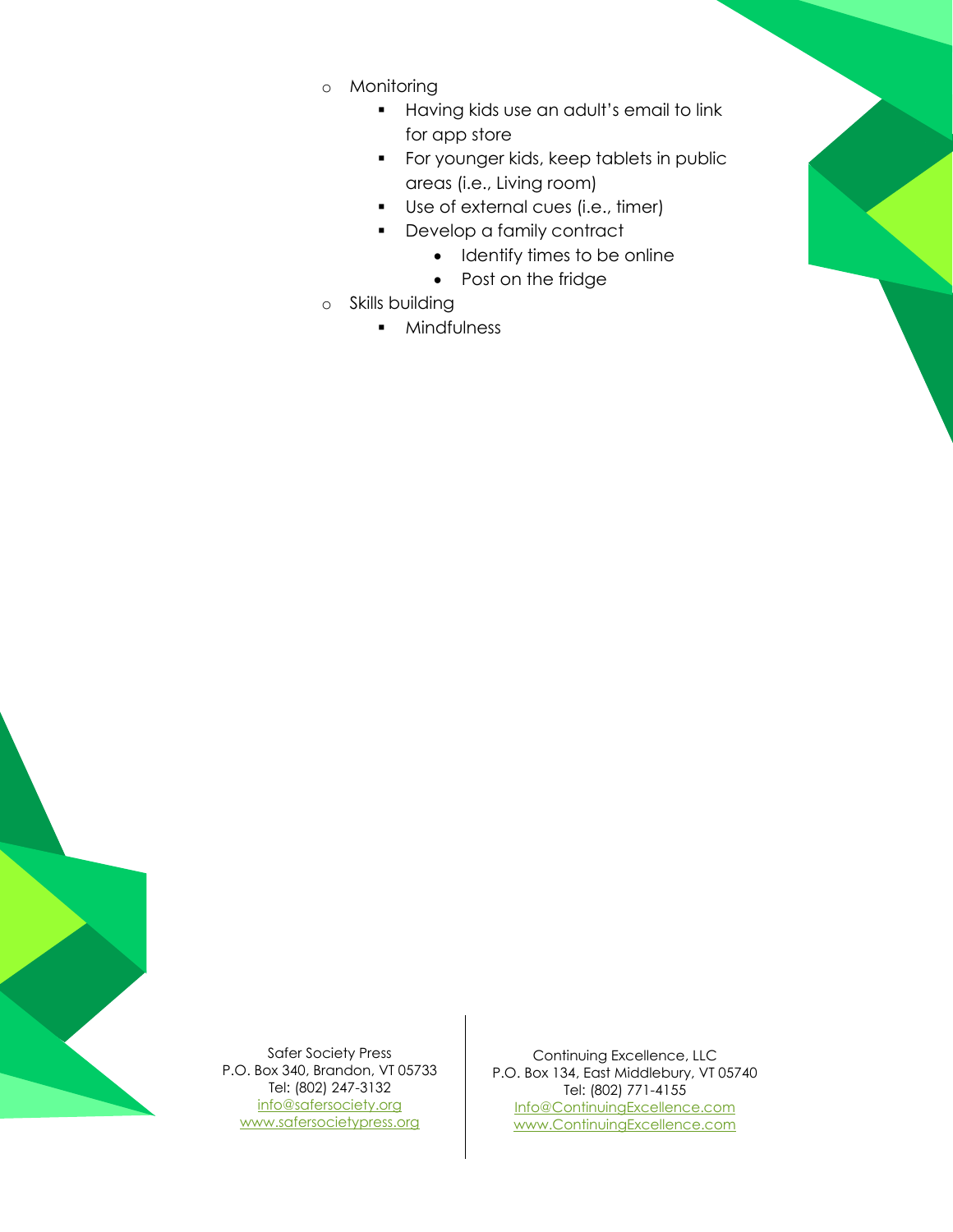- Monitoring
  - Having kids use an adult's email to link for app store
  - For younger kids, keep tablets in public areas (i.e., Living room)
  - Use of external cues (i.e., timer)
  - Develop a family contract
    - Identify times to be online
    - Post on the fridge
- Skills building
  - Mindfulness